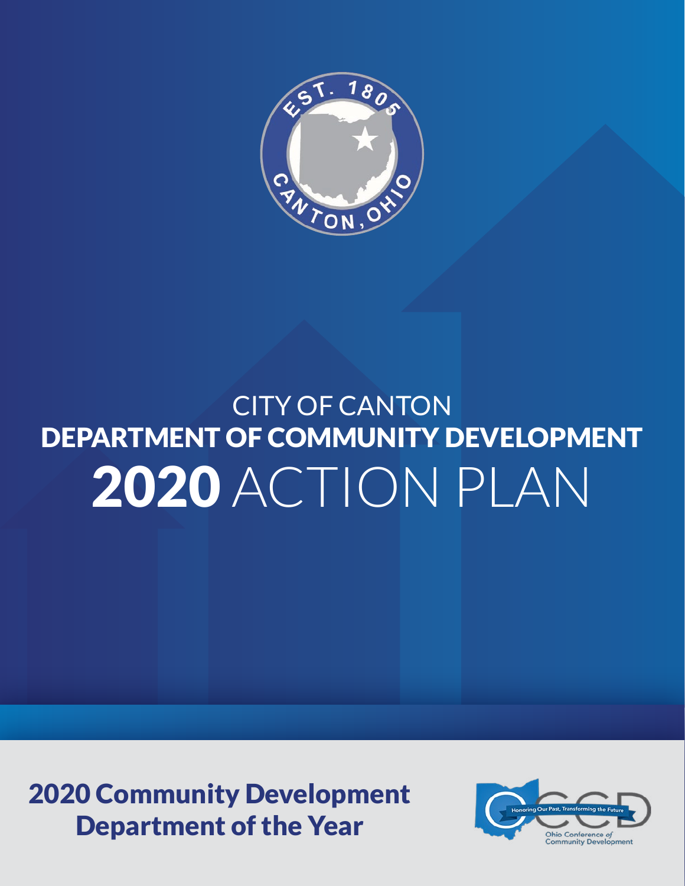# CITY OF CANTON
# DEPARTMENT OF COMMUNITY DEVELOPMENT
# 2020 ACTION PLAN

**2020 Community Development Department of the Year**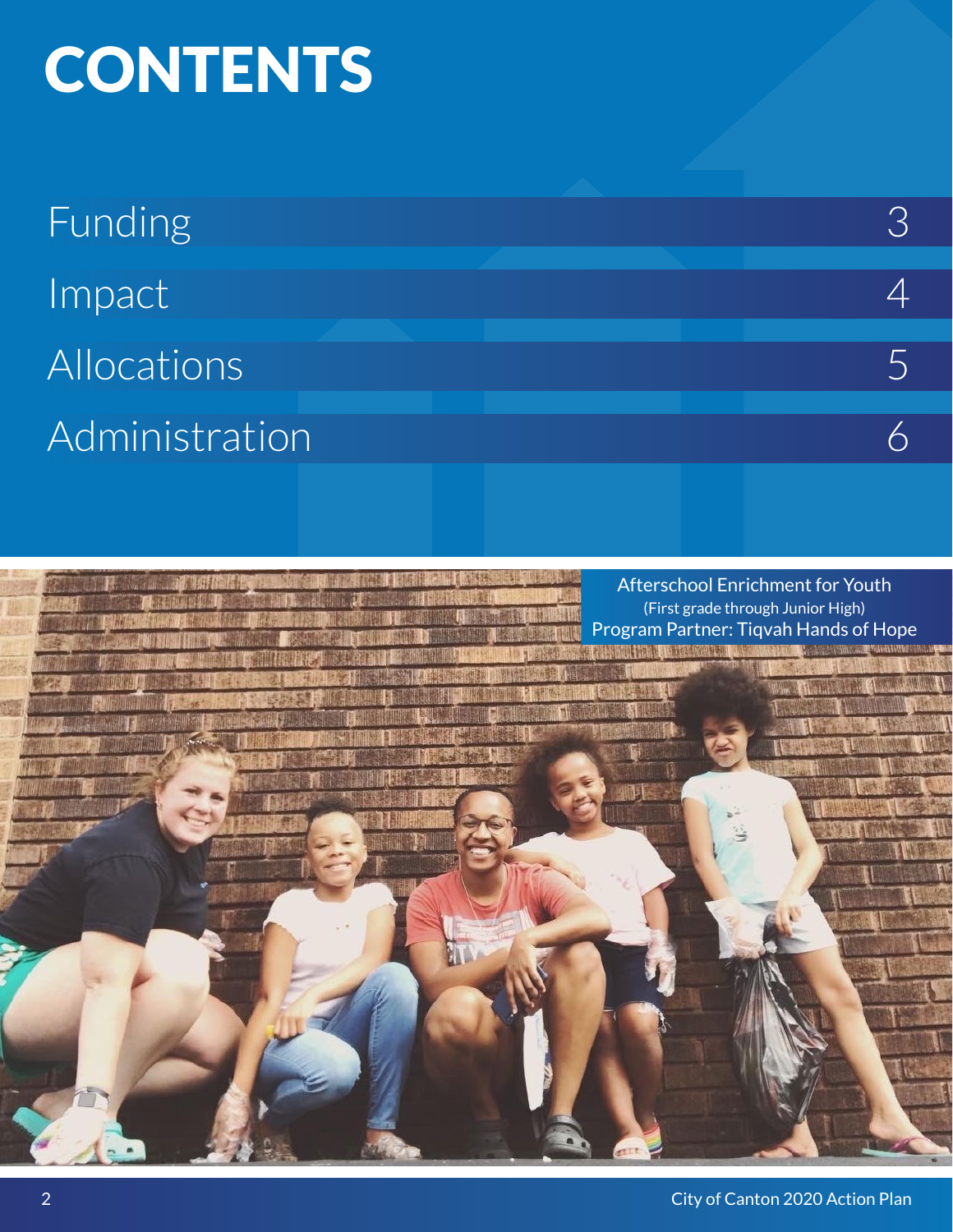# CONTENTS

| | |
|---|---|
| Funding | 3 |
| Impact | 4 |
| Allocations | 5 |
| Administration | 6 |

Afterschool Enrichment for Youth
(First grade through Junior High)
Program Partner: Tiqvah Hands of Hope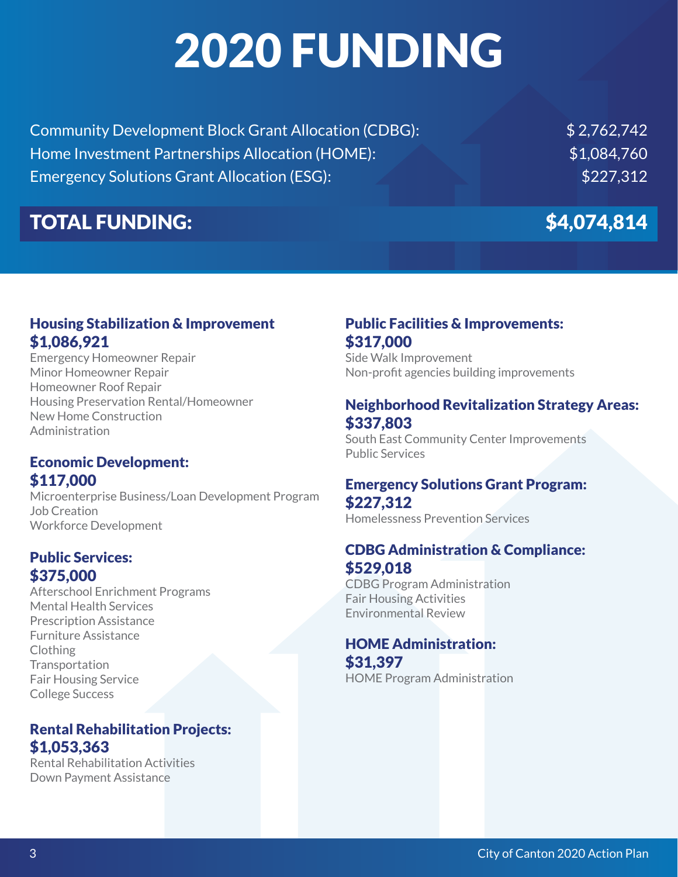# 2020 FUNDING

| | |
|---|---|
| Community Development Block Grant Allocation (CDBG): | $ 2,762,742 |
| Home Investment Partnerships Allocation (HOME): | $1,084,760 |
| Emergency Solutions Grant Allocation (ESG): | $227,312 |
| **TOTAL FUNDING:** | **$4,074,814** |

### Housing Stabilization & Improvement
### $1,086,921

Emergency Homeowner Repair
Minor Homeowner Repair
Homeowner Roof Repair
Housing Preservation Rental/Homeowner
New Home Construction
Administration

### Economic Development:
### $117,000

Microenterprise Business/Loan Development Program
Job Creation
Workforce Development

### Public Services:
### $375,000

Afterschool Enrichment Programs
Mental Health Services
Prescription Assistance
Furniture Assistance
Clothing
Transportation
Fair Housing Service
College Success

### Rental Rehabilitation Projects:
### $1,053,363

Rental Rehabilitation Activities
Down Payment Assistance

### Public Facilities & Improvements:
### $317,000

Side Walk Improvement
Non-profit agencies building improvements

### Neighborhood Revitalization Strategy Areas:
### $337,803

South East Community Center Improvements
Public Services

### Emergency Solutions Grant Program:
### $227,312

Homelessness Prevention Services

### CDBG Administration & Compliance:
### $529,018

CDBG Program Administration
Fair Housing Activities
Environmental Review

### HOME Administration:
### $31,397

HOME Program Administration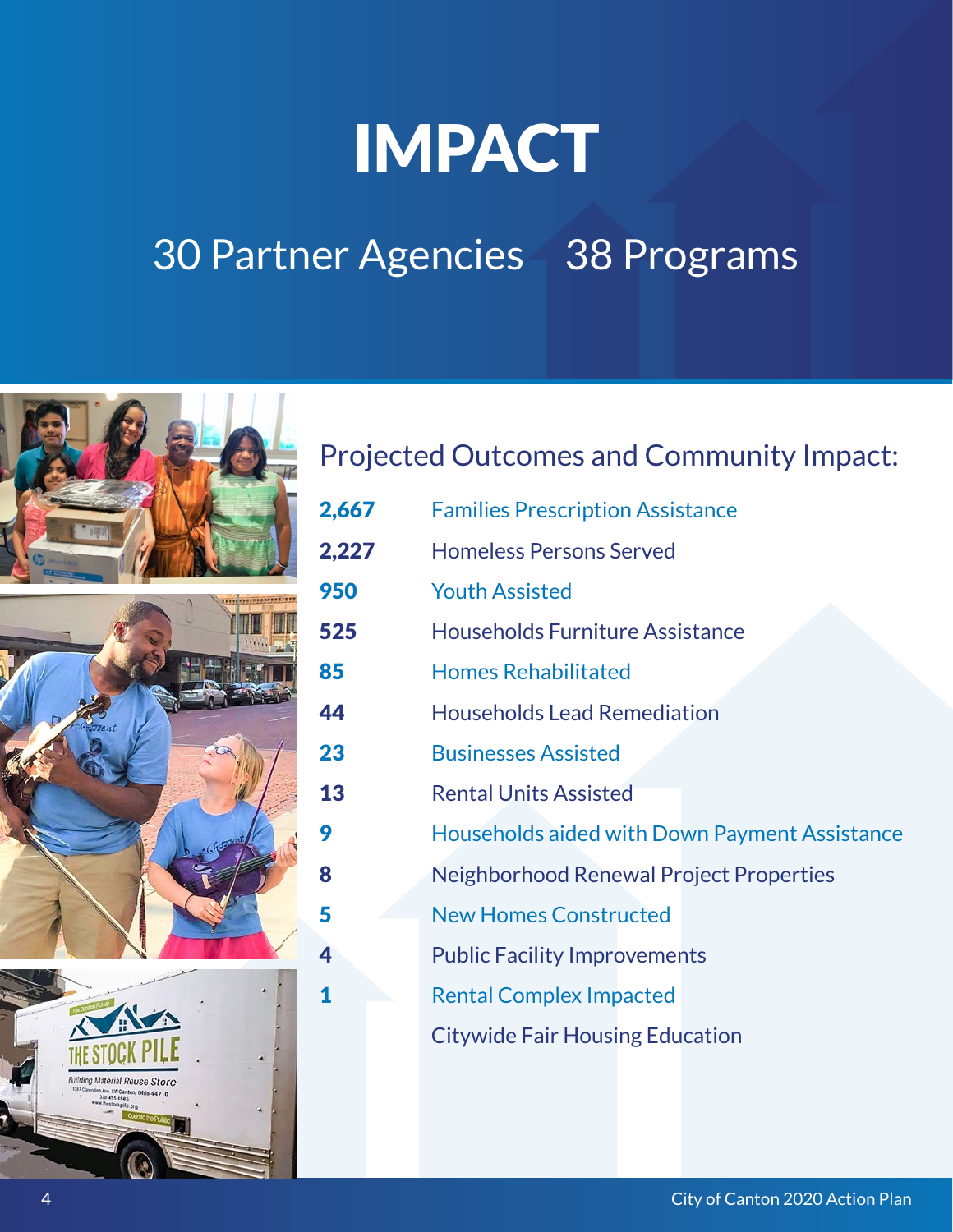# IMPACT

## 30 Partner Agencies 38 Programs

### Projected Outcomes and Community Impact:

| | |
|---|---|
| **2,667** | Families Prescription Assistance |
| **2,227** | Homeless Persons Served |
| **950** | Youth Assisted |
| **525** | Households Furniture Assistance |
| **85** | Homes Rehabilitated |
| **44** | Households Lead Remediation |
| **23** | Businesses Assisted |
| **13** | Rental Units Assisted |
| **9** | Households aided with Down Payment Assistance |
| **8** | Neighborhood Renewal Project Properties |
| **5** | New Homes Constructed |
| **4** | Public Facility Improvements |
| **1** | Rental Complex Impacted |
| | Citywide Fair Housing Education |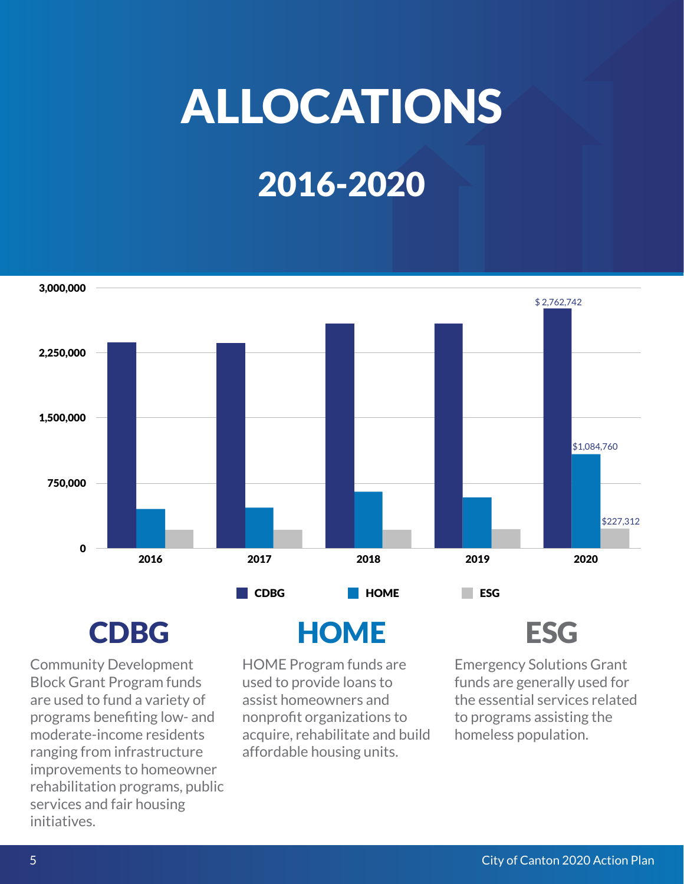# ALLOCATIONS

## 2016-2020

| Year | CDBG | HOME | ESG |
|---|---|---|---|
| 2016 | | | |
| 2017 | | | |
| 2018 | | | |
| 2019 | | | |
| 2020 | $ 2,762,742 | $1,084,760 | $227,312 |

## CDBG

Community Development Block Grant Program funds are used to fund a variety of programs benefiting low- and moderate-income residents ranging from infrastructure improvements to homeowner rehabilitation programs, public services and fair housing initiatives.

## HOME

HOME Program funds are used to provide loans to assist homeowners and nonprofit organizations to acquire, rehabilitate and build affordable housing units.

## ESG

Emergency Solutions Grant funds are generally used for the essential services related to programs assisting the homeless population.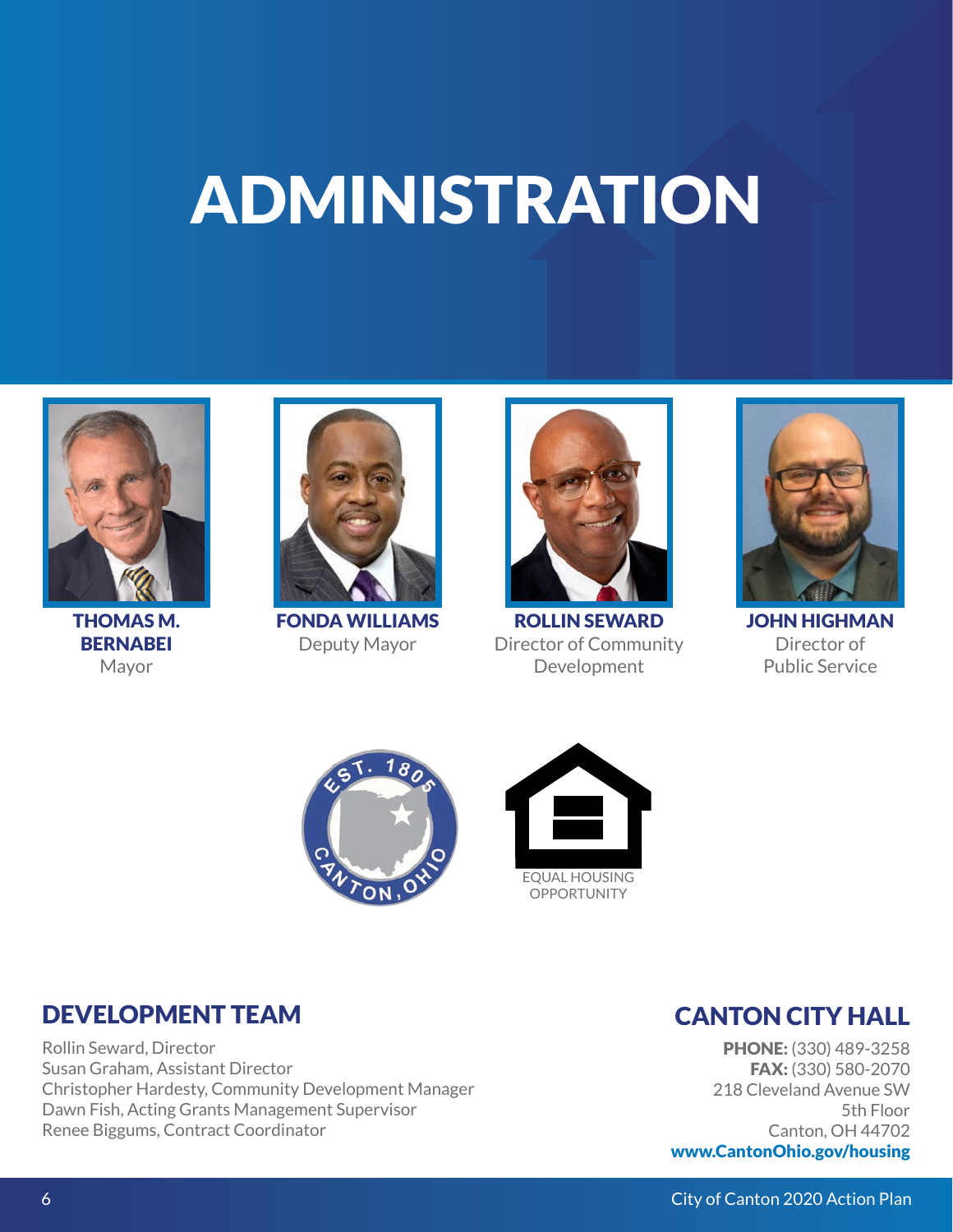# ADMINISTRATION

**THOMAS M. BERNABEI**
Mayor

**FONDA WILLIAMS**
Deputy Mayor

**ROLLIN SEWARD**
Director of Community Development

**JOHN HIGHMAN**
Director of Public Service

EST. 1805
CANTON, OHIO

EQUAL HOUSING OPPORTUNITY

## DEVELOPMENT TEAM

Rollin Seward, Director
Susan Graham, Assistant Director
Christopher Hardesty, Community Development Manager
Dawn Fish, Acting Grants Management Supervisor
Renee Biggums, Contract Coordinator

## CANTON CITY HALL

**PHONE:** (330) 489-3258
**FAX:** (330) 580-2070
218 Cleveland Avenue SW
5th Floor
Canton, OH 44702
**www.CantonOhio.gov/housing**